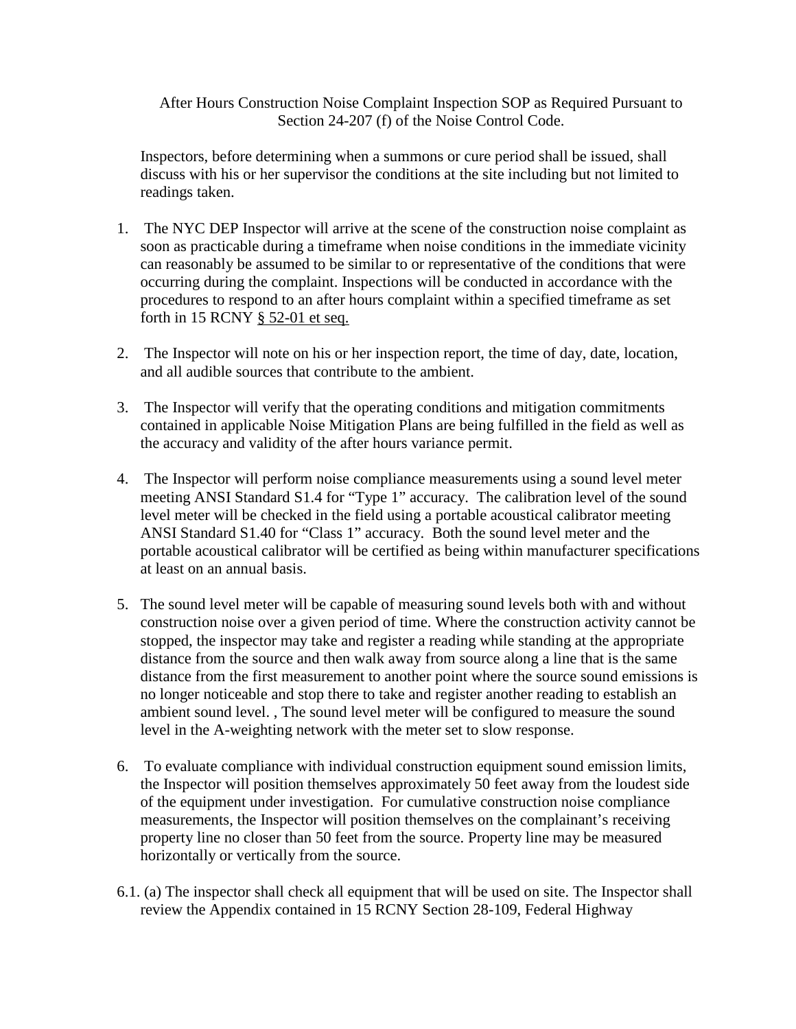After Hours Construction Noise Complaint Inspection SOP as Required Pursuant to Section 24-207 (f) of the Noise Control Code.

Inspectors, before determining when a summons or cure period shall be issued, shall discuss with his or her supervisor the conditions at the site including but not limited to readings taken.

1. The NYC DEP Inspector will arrive at the scene of the construction noise complaint as soon as practicable during a timeframe when noise conditions in the immediate vicinity can reasonably be assumed to be similar to or representative of the conditions that were occurring during the complaint. Inspections will be conducted in accordance with the procedures to respond to an after hours complaint within a specified timeframe as set forth in 15 RCNY § 52-01 et seq.

2. The Inspector will note on his or her inspection report, the time of day, date, location, and all audible sources that contribute to the ambient.

3. The Inspector will verify that the operating conditions and mitigation commitments contained in applicable Noise Mitigation Plans are being fulfilled in the field as well as the accuracy and validity of the after hours variance permit.

4. The Inspector will perform noise compliance measurements using a sound level meter meeting ANSI Standard S1.4 for "Type 1" accuracy. The calibration level of the sound level meter will be checked in the field using a portable acoustical calibrator meeting ANSI Standard S1.40 for "Class 1" accuracy. Both the sound level meter and the portable acoustical calibrator will be certified as being within manufacturer specifications at least on an annual basis.

5. The sound level meter will be capable of measuring sound levels both with and without construction noise over a given period of time. Where the construction activity cannot be stopped, the inspector may take and register a reading while standing at the appropriate distance from the source and then walk away from source along a line that is the same distance from the first measurement to another point where the source sound emissions is no longer noticeable and stop there to take and register another reading to establish an ambient sound level. , The sound level meter will be configured to measure the sound level in the A-weighting network with the meter set to slow response.

6. To evaluate compliance with individual construction equipment sound emission limits, the Inspector will position themselves approximately 50 feet away from the loudest side of the equipment under investigation. For cumulative construction noise compliance measurements, the Inspector will position themselves on the complainant's receiving property line no closer than 50 feet from the source. Property line may be measured horizontally or vertically from the source.

6.1. (a) The inspector shall check all equipment that will be used on site. The Inspector shall review the Appendix contained in 15 RCNY Section 28-109, Federal Highway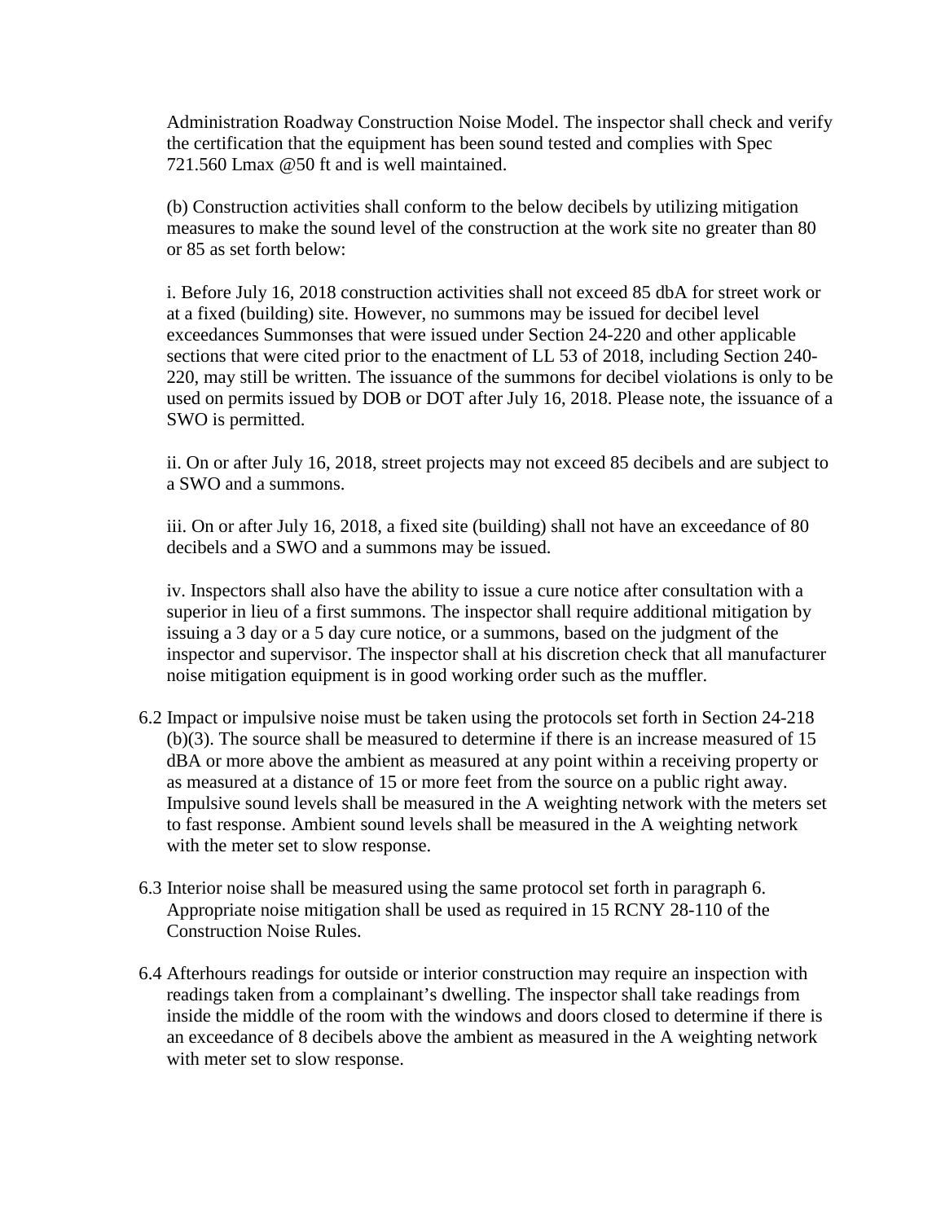Administration Roadway Construction Noise Model. The inspector shall check and verify the certification that the equipment has been sound tested and complies with Spec 721.560 Lmax @50 ft and is well maintained.

(b) Construction activities shall conform to the below decibels by utilizing mitigation measures to make the sound level of the construction at the work site no greater than 80 or 85 as set forth below:

i. Before July 16, 2018 construction activities shall not exceed 85 dbA for street work or at a fixed (building) site. However, no summons may be issued for decibel level exceedances Summonses that were issued under Section 24-220 and other applicable sections that were cited prior to the enactment of LL 53 of 2018, including Section 240-220, may still be written. The issuance of the summons for decibel violations is only to be used on permits issued by DOB or DOT after July 16, 2018. Please note, the issuance of a SWO is permitted.

ii. On or after July 16, 2018, street projects may not exceed 85 decibels and are subject to a SWO and a summons.

iii. On or after July 16, 2018, a fixed site (building) shall not have an exceedance of 80 decibels and a SWO and a summons may be issued.

iv. Inspectors shall also have the ability to issue a cure notice after consultation with a superior in lieu of a first summons. The inspector shall require additional mitigation by issuing a 3 day or a 5 day cure notice, or a summons, based on the judgment of the inspector and supervisor. The inspector shall at his discretion check that all manufacturer noise mitigation equipment is in good working order such as the muffler.

6.2 Impact or impulsive noise must be taken using the protocols set forth in Section 24-218 (b)(3). The source shall be measured to determine if there is an increase measured of 15 dBA or more above the ambient as measured at any point within a receiving property or as measured at a distance of 15 or more feet from the source on a public right away. Impulsive sound levels shall be measured in the A weighting network with the meters set to fast response. Ambient sound levels shall be measured in the A weighting network with the meter set to slow response.

6.3 Interior noise shall be measured using the same protocol set forth in paragraph 6. Appropriate noise mitigation shall be used as required in 15 RCNY 28-110 of the Construction Noise Rules.

6.4 Afterhours readings for outside or interior construction may require an inspection with readings taken from a complainant's dwelling. The inspector shall take readings from inside the middle of the room with the windows and doors closed to determine if there is an exceedance of 8 decibels above the ambient as measured in the A weighting network with meter set to slow response.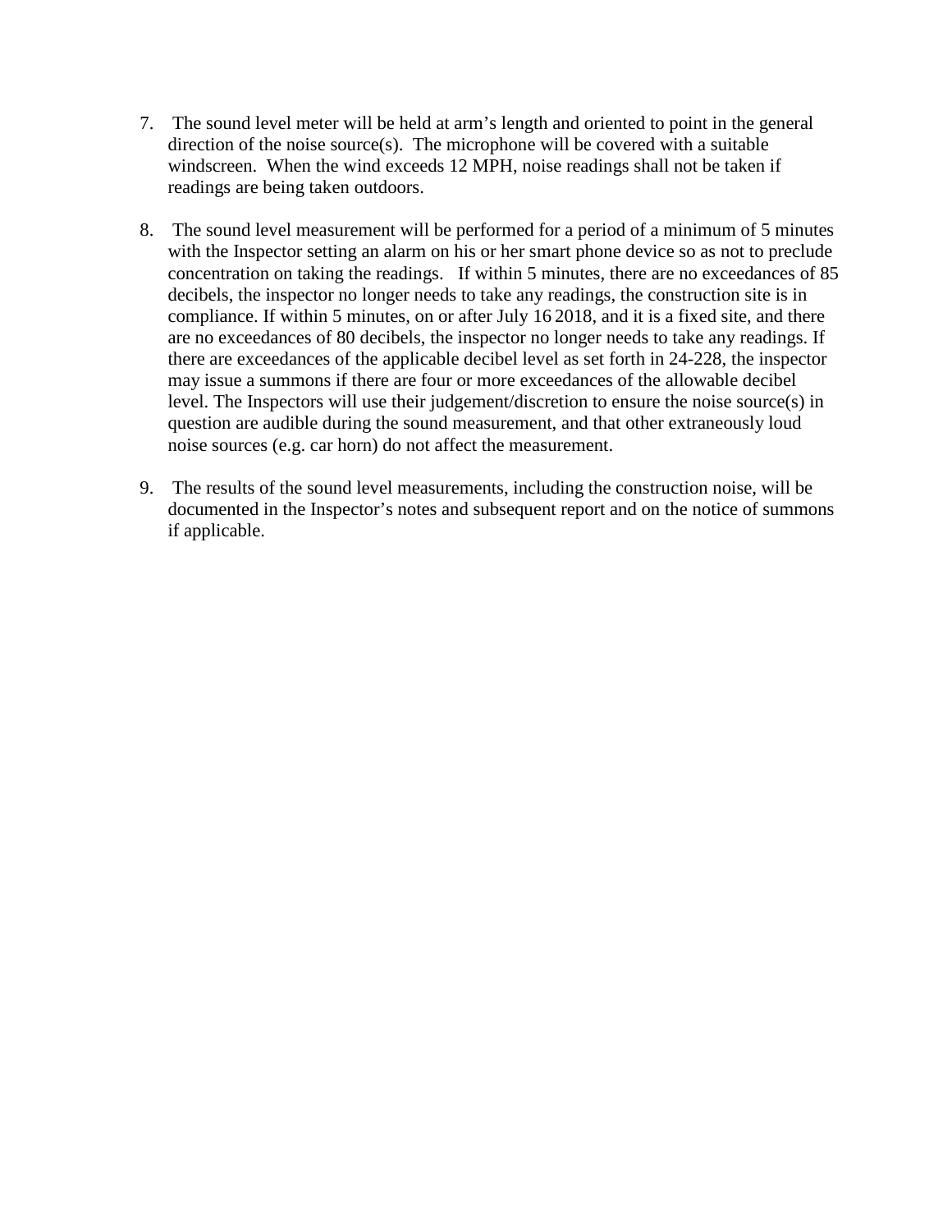7. The sound level meter will be held at arm's length and oriented to point in the general direction of the noise source(s). The microphone will be covered with a suitable windscreen. When the wind exceeds 12 MPH, noise readings shall not be taken if readings are being taken outdoors.

8. The sound level measurement will be performed for a period of a minimum of 5 minutes with the Inspector setting an alarm on his or her smart phone device so as not to preclude concentration on taking the readings. If within 5 minutes, there are no exceedances of 85 decibels, the inspector no longer needs to take any readings, the construction site is in compliance. If within 5 minutes, on or after July 16 2018, and it is a fixed site, and there are no exceedances of 80 decibels, the inspector no longer needs to take any readings. If there are exceedances of the applicable decibel level as set forth in 24-228, the inspector may issue a summons if there are four or more exceedances of the allowable decibel level. The Inspectors will use their judgement/discretion to ensure the noise source(s) in question are audible during the sound measurement, and that other extraneously loud noise sources (e.g. car horn) do not affect the measurement.

9. The results of the sound level measurements, including the construction noise, will be documented in the Inspector's notes and subsequent report and on the notice of summons if applicable.